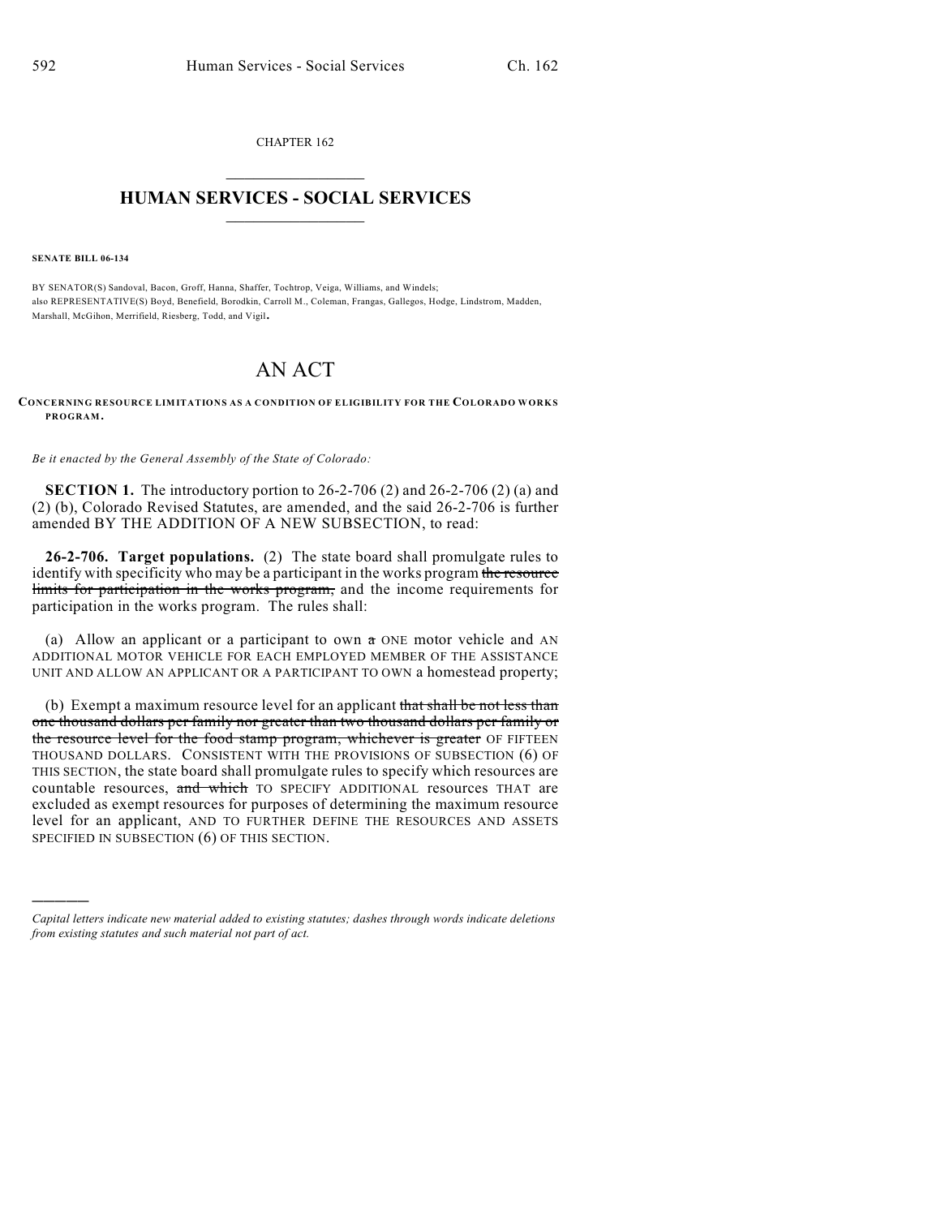CHAPTER 162

# HUMAN SERVICES - SOCIAL SERVICES

**SENATE BILL 06-134**

BY SENATOR(S) Sandoval, Bacon, Groff, Hanna, Shaffer, Tochtrop, Veiga, Williams, and Windels;
also REPRESENTATIVE(S) Boyd, Benefield, Borodkin, Carroll M., Coleman, Frangas, Gallegos, Hodge, Lindstrom, Madden, Marshall, McGihon, Merrifield, Riesberg, Todd, and Vigil.

# AN ACT

**CONCERNING RESOURCE LIMITATIONS AS A CONDITION OF ELIGIBILITY FOR THE COLORADO WORKS PROGRAM.**

*Be it enacted by the General Assembly of the State of Colorado:*

**SECTION 1.** The introductory portion to 26-2-706 (2) and 26-2-706 (2) (a) and (2) (b), Colorado Revised Statutes, are amended, and the said 26-2-706 is further amended BY THE ADDITION OF A NEW SUBSECTION, to read:

**26-2-706. Target populations.** (2) The state board shall promulgate rules to identify with specificity who may be a participant in the works program ~~the resource limits for participation in the works program,~~ and the income requirements for participation in the works program. The rules shall:

(a) Allow an applicant or a participant to own ~~a~~ ONE motor vehicle and AN ADDITIONAL MOTOR VEHICLE FOR EACH EMPLOYED MEMBER OF THE ASSISTANCE UNIT AND ALLOW AN APPLICANT OR A PARTICIPANT TO OWN a homestead property;

(b) Exempt a maximum resource level for an applicant ~~that shall be not less than one thousand dollars per family nor greater than two thousand dollars per family or the resource level for the food stamp program, whichever is greater~~ OF FIFTEEN THOUSAND DOLLARS. CONSISTENT WITH THE PROVISIONS OF SUBSECTION (6) OF THIS SECTION, the state board shall promulgate rules to specify which resources are countable resources, ~~and which~~ TO SPECIFY ADDITIONAL resources THAT are excluded as exempt resources for purposes of determining the maximum resource level for an applicant, AND TO FURTHER DEFINE THE RESOURCES AND ASSETS SPECIFIED IN SUBSECTION (6) OF THIS SECTION.

---

*Capital letters indicate new material added to existing statutes; dashes through words indicate deletions from existing statutes and such material not part of act.*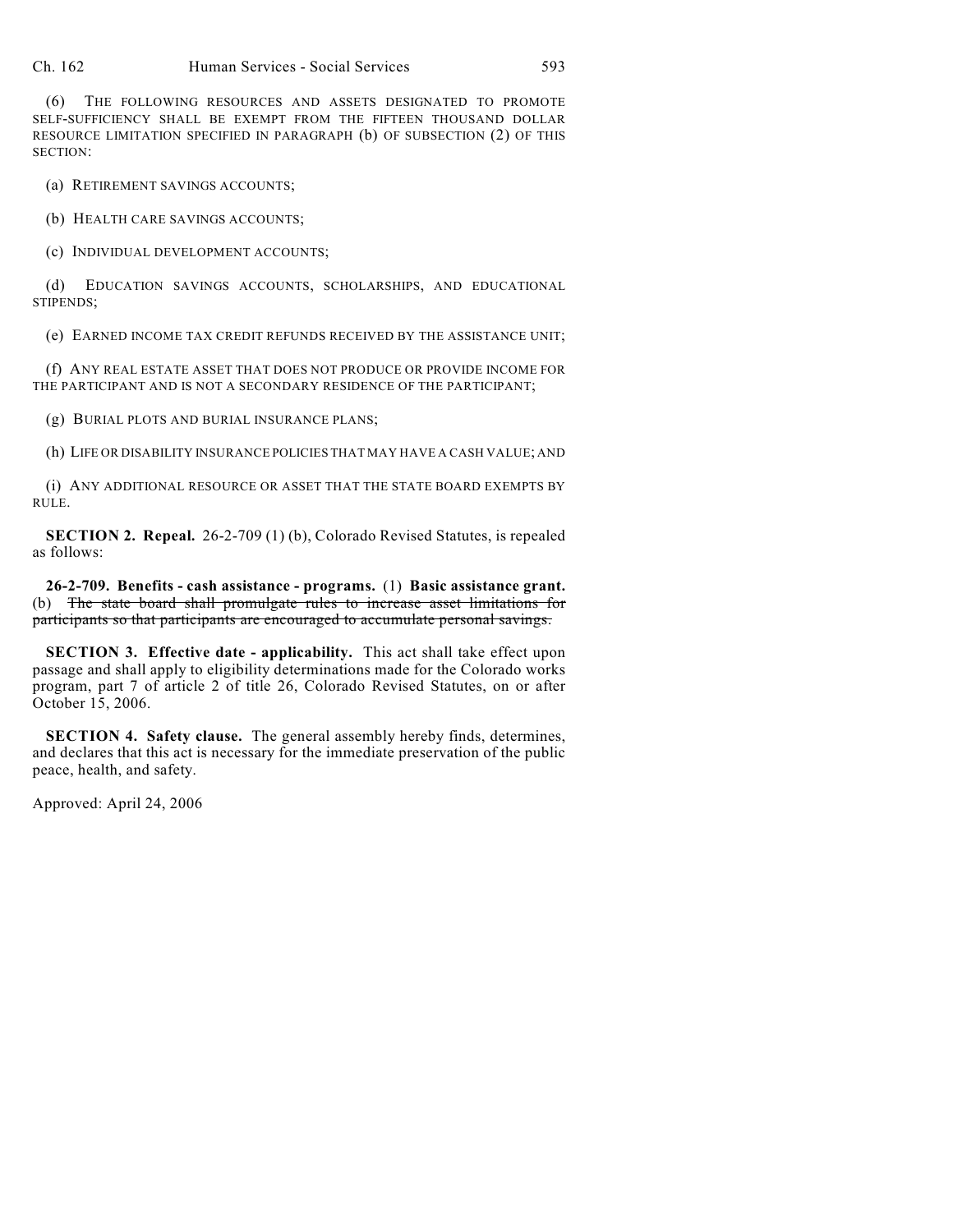(6) THE FOLLOWING RESOURCES AND ASSETS DESIGNATED TO PROMOTE SELF-SUFFICIENCY SHALL BE EXEMPT FROM THE FIFTEEN THOUSAND DOLLAR RESOURCE LIMITATION SPECIFIED IN PARAGRAPH (b) OF SUBSECTION (2) OF THIS SECTION:

(a) RETIREMENT SAVINGS ACCOUNTS;

(b) HEALTH CARE SAVINGS ACCOUNTS;

(c) INDIVIDUAL DEVELOPMENT ACCOUNTS;

(d) EDUCATION SAVINGS ACCOUNTS, SCHOLARSHIPS, AND EDUCATIONAL STIPENDS;

(e) EARNED INCOME TAX CREDIT REFUNDS RECEIVED BY THE ASSISTANCE UNIT;

(f) ANY REAL ESTATE ASSET THAT DOES NOT PRODUCE OR PROVIDE INCOME FOR THE PARTICIPANT AND IS NOT A SECONDARY RESIDENCE OF THE PARTICIPANT;

(g) BURIAL PLOTS AND BURIAL INSURANCE PLANS;

(h) LIFE OR DISABILITY INSURANCE POLICIES THAT MAY HAVE A CASH VALUE; AND

(i) ANY ADDITIONAL RESOURCE OR ASSET THAT THE STATE BOARD EXEMPTS BY RULE.

**SECTION 2. Repeal.** 26-2-709 (1) (b), Colorado Revised Statutes, is repealed as follows:

**26-2-709. Benefits - cash assistance - programs.** (1) **Basic assistance grant.** (b) ~~The state board shall promulgate rules to increase asset limitations for participants so that participants are encouraged to accumulate personal savings.~~

**SECTION 3. Effective date - applicability.** This act shall take effect upon passage and shall apply to eligibility determinations made for the Colorado works program, part 7 of article 2 of title 26, Colorado Revised Statutes, on or after October 15, 2006.

**SECTION 4. Safety clause.** The general assembly hereby finds, determines, and declares that this act is necessary for the immediate preservation of the public peace, health, and safety.

Approved: April 24, 2006